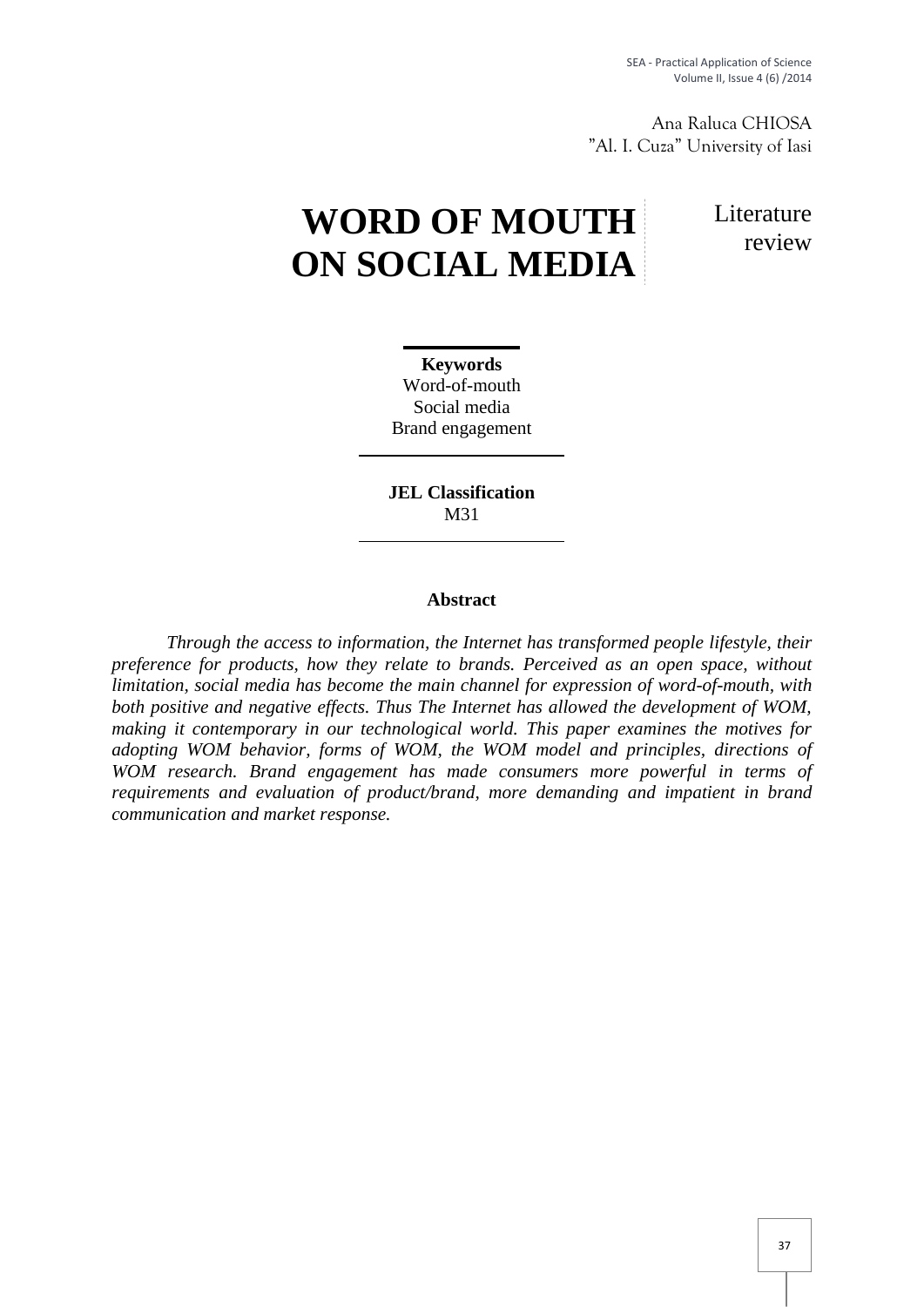Ana Raluca CHIOSA
"Al. I. Cuza" University of Iasi

# WORD OF MOUTH ON SOCIAL MEDIA

Literature review

**Keywords**
Word-of-mouth
Social media
Brand engagement

**JEL Classification**
M31

## Abstract

*Through the access to information, the Internet has transformed people lifestyle, their preference for products, how they relate to brands. Perceived as an open space, without limitation, social media has become the main channel for expression of word-of-mouth, with both positive and negative effects. Thus The Internet has allowed the development of WOM, making it contemporary in our technological world. This paper examines the motives for adopting WOM behavior, forms of WOM, the WOM model and principles, directions of WOM research. Brand engagement has made consumers more powerful in terms of requirements and evaluation of product/brand, more demanding and impatient in brand communication and market response.*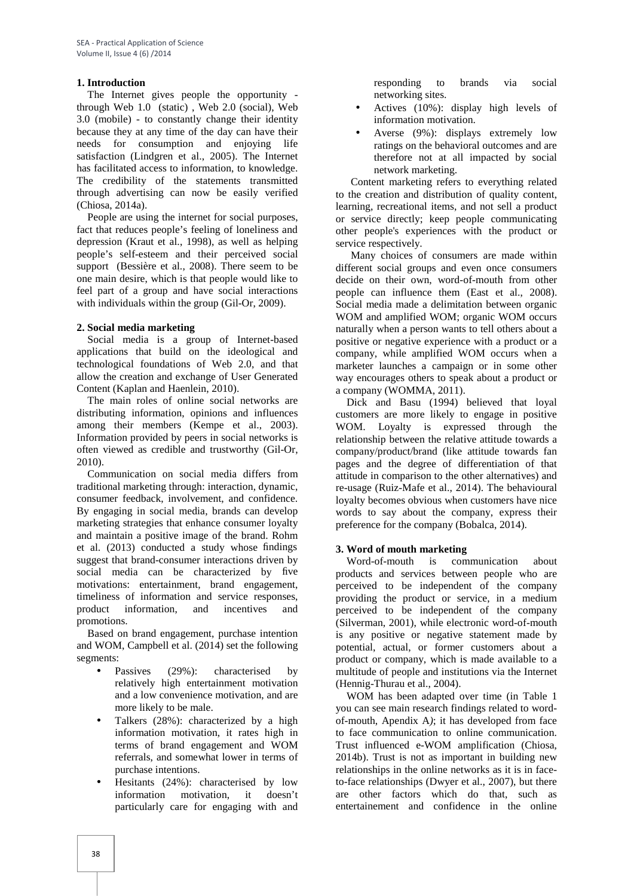## 1. Introduction

The Internet gives people the opportunity - through Web 1.0 (static) , Web 2.0 (social), Web 3.0 (mobile) - to constantly change their identity because they at any time of the day can have their needs for consumption and enjoying life satisfaction (Lindgren et al., 2005). The Internet has facilitated access to information, to knowledge. The credibility of the statements transmitted through advertising can now be easily verified (Chiosa, 2014a).

People are using the internet for social purposes, fact that reduces people's feeling of loneliness and depression (Kraut et al., 1998), as well as helping people's self-esteem and their perceived social support (Bessière et al., 2008). There seem to be one main desire, which is that people would like to feel part of a group and have social interactions with individuals within the group (Gil-Or, 2009).

## 2. Social media marketing

Social media is a group of Internet-based applications that build on the ideological and technological foundations of Web 2.0, and that allow the creation and exchange of User Generated Content (Kaplan and Haenlein, 2010).

The main roles of online social networks are distributing information, opinions and influences among their members (Kempe et al., 2003). Information provided by peers in social networks is often viewed as credible and trustworthy (Gil-Or, 2010).

Communication on social media differs from traditional marketing through: interaction, dynamic, consumer feedback, involvement, and confidence. By engaging in social media, brands can develop marketing strategies that enhance consumer loyalty and maintain a positive image of the brand. Rohm et al. (2013) conducted a study whose findings suggest that brand-consumer interactions driven by social media can be characterized by five motivations: entertainment, brand engagement, timeliness of information and service responses, product information, and incentives and promotions.

Based on brand engagement, purchase intention and WOM, Campbell et al. (2014) set the following segments:

- Passives (29%): characterised by relatively high entertainment motivation and a low convenience motivation, and are more likely to be male.
- Talkers (28%): characterized by a high information motivation, it rates high in terms of brand engagement and WOM referrals, and somewhat lower in terms of purchase intentions.
- Hesitants (24%): characterised by low information motivation, it doesn't particularly care for engaging with and responding to brands via social networking sites.
- Actives (10%): display high levels of information motivation.
- Averse (9%): displays extremely low ratings on the behavioral outcomes and are therefore not at all impacted by social network marketing.

Content marketing refers to everything related to the creation and distribution of quality content, learning, recreational items, and not sell a product or service directly; keep people communicating other people's experiences with the product or service respectively.

Many choices of consumers are made within different social groups and even once consumers decide on their own, word-of-mouth from other people can influence them (East et al., 2008). Social media made a delimitation between organic WOM and amplified WOM; organic WOM occurs naturally when a person wants to tell others about a positive or negative experience with a product or a company, while amplified WOM occurs when a marketer launches a campaign or in some other way encourages others to speak about a product or a company (WOMMA, 2011).

Dick and Basu (1994) believed that loyal customers are more likely to engage in positive WOM. Loyalty is expressed through the relationship between the relative attitude towards a company/product/brand (like attitude towards fan pages and the degree of differentiation of that attitude in comparison to the other alternatives) and re-usage (Ruiz-Mafe et al., 2014). The behavioural loyalty becomes obvious when customers have nice words to say about the company, express their preference for the company (Bobalca, 2014).

## 3. Word of mouth marketing

Word-of-mouth is communication about products and services between people who are perceived to be independent of the company providing the product or service, in a medium perceived to be independent of the company (Silverman, 2001), while electronic word-of-mouth is any positive or negative statement made by potential, actual, or former customers about a product or company, which is made available to a multitude of people and institutions via the Internet (Hennig-Thurau et al., 2004).

WOM has been adapted over time (in Table 1 you can see main research findings related to word-of-mouth, Apendix A*)*; it has developed from face to face communication to online communication. Trust influenced e-WOM amplification (Chiosa, 2014b). Trust is not as important in building new relationships in the online networks as it is in face-to-face relationships (Dwyer et al., 2007), but there are other factors which do that, such as entertainement and confidence in the online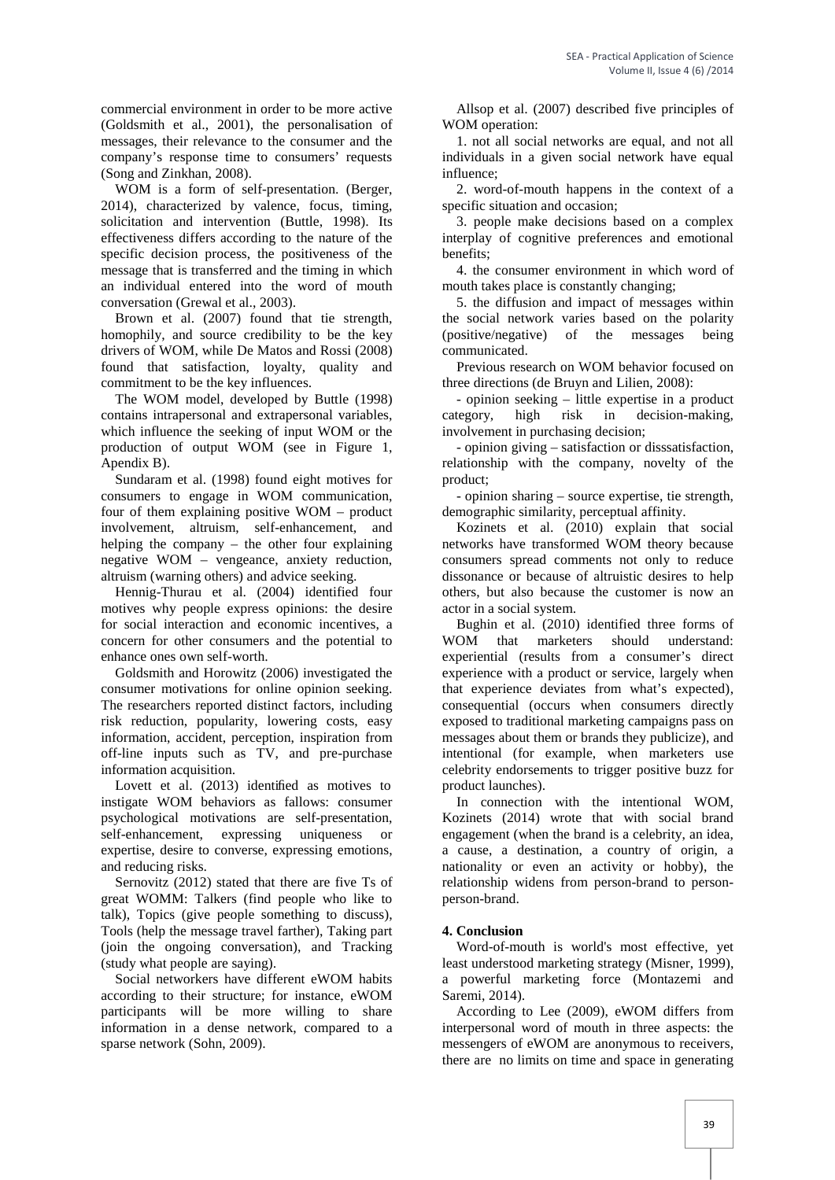commercial environment in order to be more active (Goldsmith et al., 2001), the personalisation of messages, their relevance to the consumer and the company's response time to consumers' requests (Song and Zinkhan, 2008).

WOM is a form of self-presentation. (Berger, 2014), characterized by valence, focus, timing, solicitation and intervention (Buttle, 1998). Its effectiveness differs according to the nature of the specific decision process, the positiveness of the message that is transferred and the timing in which an individual entered into the word of mouth conversation (Grewal et al., 2003).

Brown et al. (2007) found that tie strength, homophily, and source credibility to be the key drivers of WOM, while De Matos and Rossi (2008) found that satisfaction, loyalty, quality and commitment to be the key influences.

The WOM model, developed by Buttle (1998) contains intrapersonal and extrapersonal variables, which influence the seeking of input WOM or the production of output WOM (see in Figure 1, Apendix B).

Sundaram et al. (1998) found eight motives for consumers to engage in WOM communication, four of them explaining positive WOM – product involvement, altruism, self-enhancement, and helping the company – the other four explaining negative WOM – vengeance, anxiety reduction, altruism (warning others) and advice seeking.

Hennig-Thurau et al. (2004) identified four motives why people express opinions: the desire for social interaction and economic incentives, a concern for other consumers and the potential to enhance ones own self-worth.

Goldsmith and Horowitz (2006) investigated the consumer motivations for online opinion seeking. The researchers reported distinct factors, including risk reduction, popularity, lowering costs, easy information, accident, perception, inspiration from off-line inputs such as TV, and pre-purchase information acquisition.

Lovett et al. (2013) identified as motives to instigate WOM behaviors as fallows: consumer psychological motivations are self-presentation, self-enhancement, expressing uniqueness or expertise, desire to converse, expressing emotions, and reducing risks.

Sernovitz (2012) stated that there are five Ts of great WOMM: Talkers (find people who like to talk), Topics (give people something to discuss), Tools (help the message travel farther), Taking part (join the ongoing conversation), and Tracking (study what people are saying).

Social networkers have different eWOM habits according to their structure; for instance, eWOM participants will be more willing to share information in a dense network, compared to a sparse network (Sohn, 2009).

Allsop et al. (2007) described five principles of WOM operation:

1. not all social networks are equal, and not all individuals in a given social network have equal influence;

2. word-of-mouth happens in the context of a specific situation and occasion;

3. people make decisions based on a complex interplay of cognitive preferences and emotional benefits;

4. the consumer environment in which word of mouth takes place is constantly changing;

5. the diffusion and impact of messages within the social network varies based on the polarity (positive/negative) of the messages being communicated.

Previous research on WOM behavior focused on three directions (de Bruyn and Lilien, 2008):

- opinion seeking – little expertise in a product category, high risk in decision-making, involvement in purchasing decision;
- opinion giving – satisfaction or disssatisfaction, relationship with the company, novelty of the product;
- opinion sharing – source expertise, tie strength, demographic similarity, perceptual affinity.

Kozinets et al. (2010) explain that social networks have transformed WOM theory because consumers spread comments not only to reduce dissonance or because of altruistic desires to help others, but also because the customer is now an actor in a social system.

Bughin et al. (2010) identified three forms of WOM that marketers should understand: experiential (results from a consumer's direct experience with a product or service, largely when that experience deviates from what's expected), consequential (occurs when consumers directly exposed to traditional marketing campaigns pass on messages about them or brands they publicize), and intentional (for example, when marketers use celebrity endorsements to trigger positive buzz for product launches).

In connection with the intentional WOM, Kozinets (2014) wrote that with social brand engagement (when the brand is a celebrity, an idea, a cause, a destination, a country of origin, a nationality or even an activity or hobby), the relationship widens from person-brand to person-person-brand.

## 4. Conclusion

Word-of-mouth is world's most effective, yet least understood marketing strategy (Misner, 1999), a powerful marketing force (Montazemi and Saremi, 2014).

According to Lee (2009), eWOM differs from interpersonal word of mouth in three aspects: the messengers of eWOM are anonymous to receivers, there are no limits on time and space in generating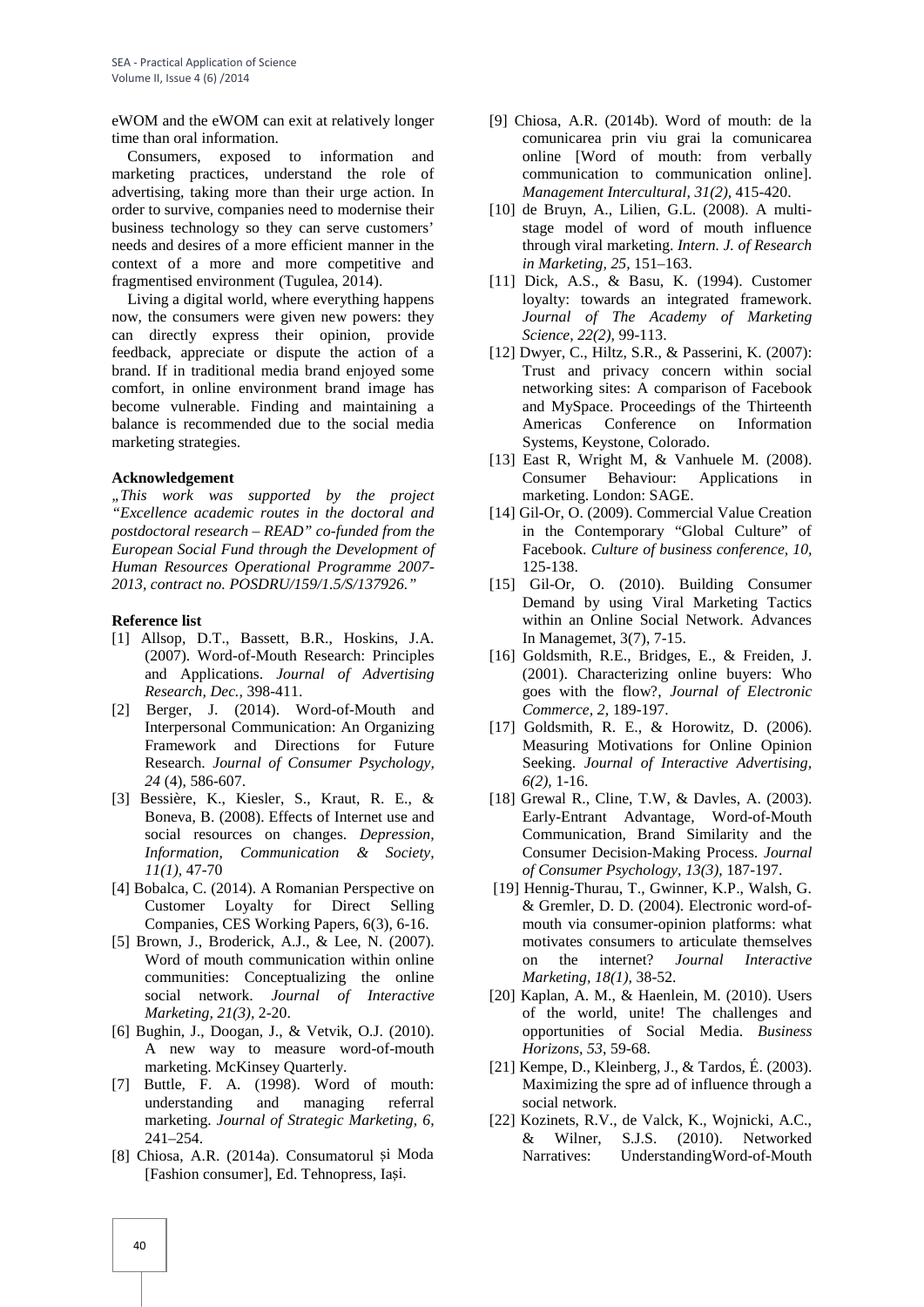eWOM and the eWOM can exit at relatively longer time than oral information.

Consumers, exposed to information and marketing practices, understand the role of advertising, taking more than their urge action. In order to survive, companies need to modernise their business technology so they can serve customers' needs and desires of a more efficient manner in the context of a more and more competitive and fragmentised environment (Tugulea, 2014).

Living a digital world, where everything happens now, the consumers were given new powers: they can directly express their opinion, provide feedback, appreciate or dispute the action of a brand. If in traditional media brand enjoyed some comfort, in online environment brand image has become vulnerable. Finding and maintaining a balance is recommended due to the social media marketing strategies.

**Acknowledgement**

*„This work was supported by the project "Excellence academic routes in the doctoral and postdoctoral research – READ" co-funded from the European Social Fund through the Development of Human Resources Operational Programme 2007-2013, contract no. POSDRU/159/1.5/S/137926."*

**Reference list**

[1] Allsop, D.T., Bassett, B.R., Hoskins, J.A. (2007). Word-of-Mouth Research: Principles and Applications. *Journal of Advertising Research, Dec.,* 398-411.

[2] Berger, J. (2014). Word-of-Mouth and Interpersonal Communication: An Organizing Framework and Directions for Future Research. *Journal of Consumer Psychology, 24* (4), 586-607.

[3] Bessière, K., Kiesler, S., Kraut, R. E., & Boneva, B. (2008). Effects of Internet use and social resources on changes. *Depression, Information, Communication & Society, 11(1),* 47-70

[4] Bobalca, C. (2014). A Romanian Perspective on Customer Loyalty for Direct Selling Companies, CES Working Papers, 6(3), 6-16.

[5] Brown, J., Broderick, A.J., & Lee, N. (2007). Word of mouth communication within online communities: Conceptualizing the online social network. *Journal of Interactive Marketing, 21(3),* 2-20.

[6] Bughin, J., Doogan, J., & Vetvik, O.J. (2010). A new way to measure word-of-mouth marketing. McKinsey Quarterly.

[7] Buttle, F. A. (1998). Word of mouth: understanding and managing referral marketing. *Journal of Strategic Marketing, 6,* 241–254.

[8] Chiosa, A.R. (2014a). Consumatorul și Moda [Fashion consumer], Ed. Tehnopress, Iași.

[9] Chiosa, A.R. (2014b). Word of mouth: de la comunicarea prin viu grai la comunicarea online [Word of mouth: from verbally communication to communication online]. *Management Intercultural, 31(2),* 415-420.

[10] de Bruyn, A., Lilien, G.L. (2008). A multi-stage model of word of mouth influence through viral marketing. *Intern. J. of Research in Marketing, 25,* 151–163.

[11] Dick, A.S., & Basu, K. (1994). Customer loyalty: towards an integrated framework. *Journal of The Academy of Marketing Science, 22(2),* 99-113.

[12] Dwyer, C., Hiltz, S.R., & Passerini, K. (2007): Trust and privacy concern within social networking sites: A comparison of Facebook and MySpace. Proceedings of the Thirteenth Americas Conference on Information Systems, Keystone, Colorado.

[13] East R, Wright M, & Vanhuele M. (2008). Consumer Behaviour: Applications in marketing. London: SAGE.

[14] Gil-Or, O. (2009). Commercial Value Creation in the Contemporary "Global Culture" of Facebook. *Culture of business conference, 10,* 125-138.

[15] Gil-Or, O. (2010). Building Consumer Demand by using Viral Marketing Tactics within an Online Social Network. Advances In Managemet, 3(7), 7-15.

[16] Goldsmith, R.E., Bridges, E., & Freiden, J. (2001). Characterizing online buyers: Who goes with the flow?, *Journal of Electronic Commerce, 2,* 189-197.

[17] Goldsmith, R. E., & Horowitz, D. (2006). Measuring Motivations for Online Opinion Seeking. *Journal of Interactive Advertising, 6(2),* 1-16.

[18] Grewal R., Cline, T.W, & Davles, A. (2003). Early-Entrant Advantage, Word-of-Mouth Communication, Brand Similarity and the Consumer Decision-Making Process. *Journal of Consumer Psychology, 13(3),* 187-197.

[19] Hennig-Thurau, T., Gwinner, K.P., Walsh, G. & Gremler, D. D. (2004). Electronic word-of-mouth via consumer-opinion platforms: what motivates consumers to articulate themselves on the internet? *Journal Interactive Marketing, 18(1),* 38-52.

[20] Kaplan, A. M., & Haenlein, M. (2010). Users of the world, unite! The challenges and opportunities of Social Media. *Business Horizons, 53,* 59-68.

[21] Kempe, D., Kleinberg, J., & Tardos, É. (2003). Maximizing the spre ad of influence through a social network.

[22] Kozinets, R.V., de Valck, K., Wojnicki, A.C., & Wilner, S.J.S. (2010). Networked Narratives: UnderstandingWord-of-Mouth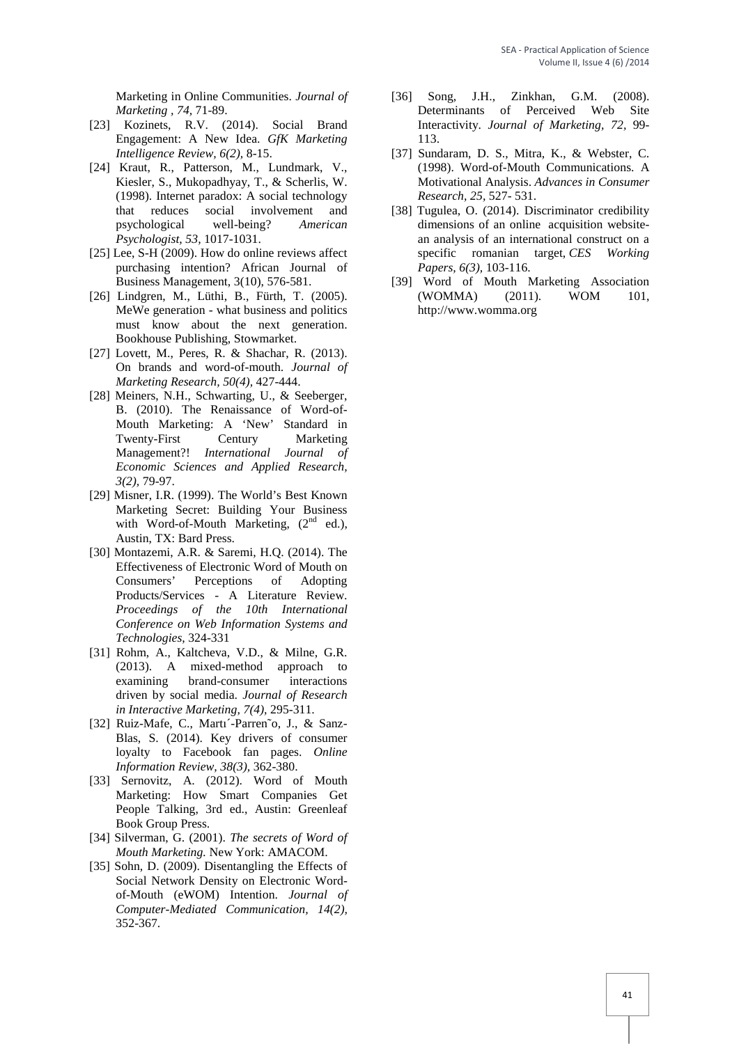Marketing in Online Communities. *Journal of Marketing , 74,* 71-89.

[23] Kozinets, R.V. (2014). Social Brand Engagement: A New Idea. *GfK Marketing Intelligence Review, 6(2),* 8-15.

[24] Kraut, R., Patterson, M., Lundmark, V., Kiesler, S., Mukopadhyay, T., & Scherlis, W. (1998). Internet paradox: A social technology that reduces social involvement and psychological well-being? *American Psychologist, 53,* 1017-1031.

[25] Lee, S-H (2009). How do online reviews affect purchasing intention? African Journal of Business Management, 3(10), 576-581.

[26] Lindgren, M., Lüthi, B., Fürth, T. (2005). MeWe generation - what business and politics must know about the next generation. Bookhouse Publishing, Stowmarket.

[27] Lovett, M., Peres, R. & Shachar, R. (2013). On brands and word-of-mouth. *Journal of Marketing Research, 50(4),* 427-444.

[28] Meiners, N.H., Schwarting, U., & Seeberger, B. (2010). The Renaissance of Word-of-Mouth Marketing: A 'New' Standard in Twenty-First Century Marketing Management?! *International Journal of Economic Sciences and Applied Research, 3(2),* 79-97.

[29] Misner, I.R. (1999). The World's Best Known Marketing Secret: Building Your Business with Word-of-Mouth Marketing, (2nd ed.), Austin, TX: Bard Press.

[30] Montazemi, A.R. & Saremi, H.Q. (2014). The Effectiveness of Electronic Word of Mouth on Consumers' Perceptions of Adopting Products/Services - A Literature Review. *Proceedings of the 10th International Conference on Web Information Systems and Technologies,* 324-331

[31] Rohm, A., Kaltcheva, V.D., & Milne, G.R. (2013). A mixed-method approach to examining brand-consumer interactions driven by social media. *Journal of Research in Interactive Marketing, 7(4),* 295-311.

[32] Ruiz-Mafe, C., Martı´-Parren˜o, J., & Sanz-Blas, S. (2014). Key drivers of consumer loyalty to Facebook fan pages. *Online Information Review, 38(3),* 362-380.

[33] Sernovitz, A. (2012). Word of Mouth Marketing: How Smart Companies Get People Talking, 3rd ed., Austin: Greenleaf Book Group Press.

[34] Silverman, G. (2001). *The secrets of Word of Mouth Marketing.* New York: AMACOM.

[35] Sohn, D. (2009). Disentangling the Effects of Social Network Density on Electronic Word-of-Mouth (eWOM) Intention. *Journal of Computer-Mediated Communication, 14(2),* 352-367.

[36] Song, J.H., Zinkhan, G.M. (2008). Determinants of Perceived Web Site Interactivity. *Journal of Marketing, 72,* 99-113.

[37] Sundaram, D. S., Mitra, K., & Webster, C. (1998). Word-of-Mouth Communications. A Motivational Analysis. *Advances in Consumer Research, 25,* 527- 531.

[38] Tugulea, O. (2014). Discriminator credibility dimensions of an online acquisition website-an analysis of an international construct on a specific romanian target, *CES Working Papers, 6(3),* 103-116.

[39] Word of Mouth Marketing Association (WOMMA) (2011). WOM 101, http://www.womma.org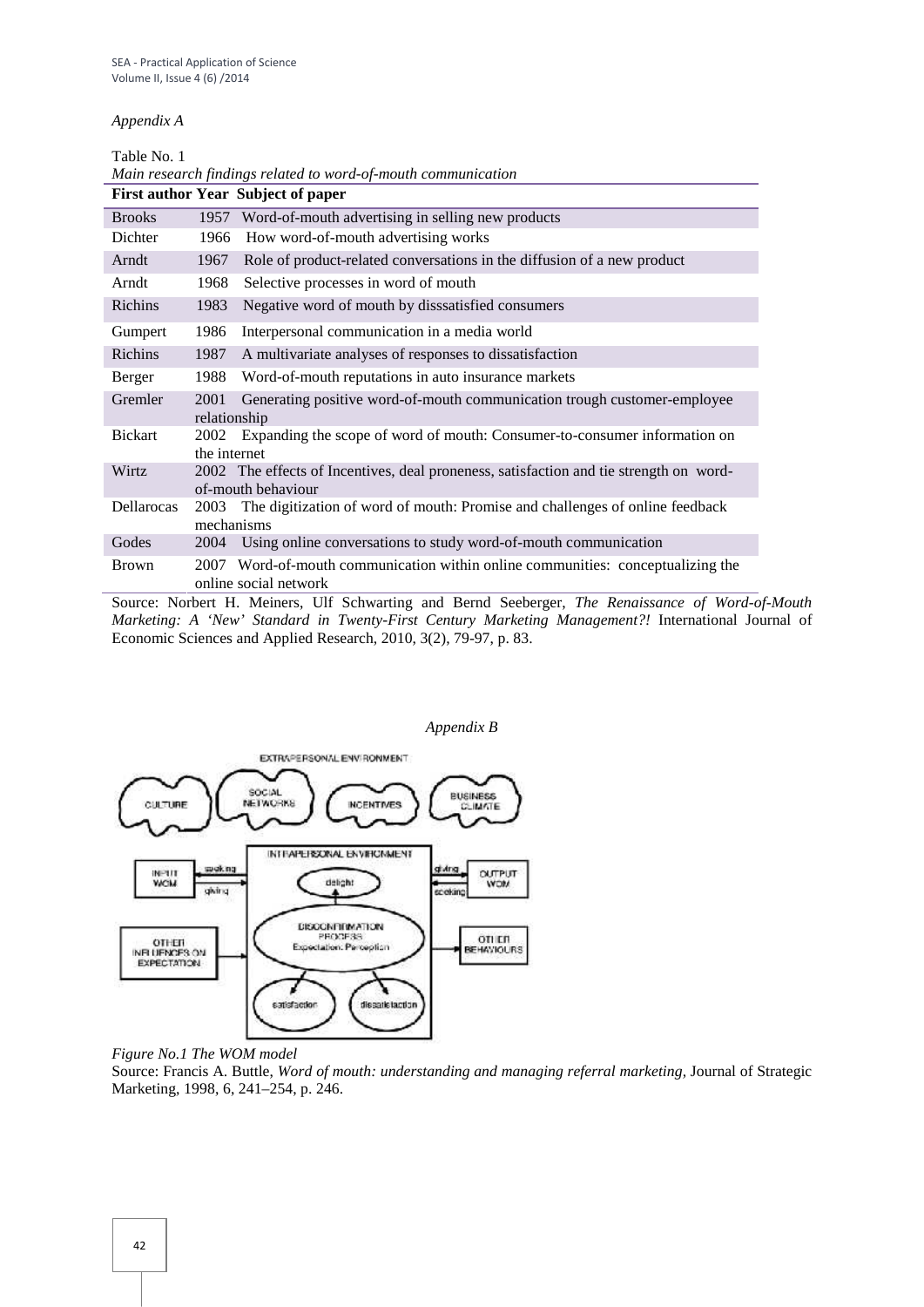*Appendix A*

Table No. 1

*Main research findings related to word-of-mouth communication*

| First author | Year | Subject of paper |
|---|---|---|
| Brooks | 1957 | Word-of-mouth advertising in selling new products |
| Dichter | 1966 | How word-of-mouth advertising works |
| Arndt | 1967 | Role of product-related conversations in the diffusion of a new product |
| Arndt | 1968 | Selective processes in word of mouth |
| Richins | 1983 | Negative word of mouth by disssatisfied consumers |
| Gumpert | 1986 | Interpersonal communication in a media world |
| Richins | 1987 | A multivariate analyses of responses to dissatisfaction |
| Berger | 1988 | Word-of-mouth reputations in auto insurance markets |
| Gremler | 2001 | Generating positive word-of-mouth communication trough customer-employee relationship |
| Bickart | 2002 | Expanding the scope of word of mouth: Consumer-to-consumer information on the internet |
| Wirtz | 2002 | The effects of Incentives, deal proneness, satisfaction and tie strength on word-of-mouth behaviour |
| Dellarocas | 2003 | The digitization of word of mouth: Promise and challenges of online feedback mechanisms |
| Godes | 2004 | Using online conversations to study word-of-mouth communication |
| Brown | 2007 | Word-of-mouth communication within online communities: conceptualizing the online social network |

Source: Norbert H. Meiners, Ulf Schwarting and Bernd Seeberger, *The Renaissance of Word-of-Mouth Marketing: A 'New' Standard in Twenty-First Century Marketing Management?!* International Journal of Economic Sciences and Applied Research, 2010, 3(2), 79-97, p. 83.

*Appendix B*

EXTRAPERSONAL ENVIRONMENT

CULTURE

SOCIAL NETWORKS

INCENTIVES

BUSINESS CLIMATE

INPUT WOM

seeking

giving

INTRAPERSONAL ENVIRONMENT

delight

DISCONFIRMATION PROCESS Expectation: Perception

satisfaction

dissatisfaction

giving

seeking

OUTPUT WOM

OTHER INFLUENCES ON EXPECTATION

OTHER BEHAVIOURS

*Figure No.1 The WOM model*

Source: Francis A. Buttle, *Word of mouth: understanding and managing referral marketing*, Journal of Strategic Marketing, 1998, 6, 241–254, p. 246.